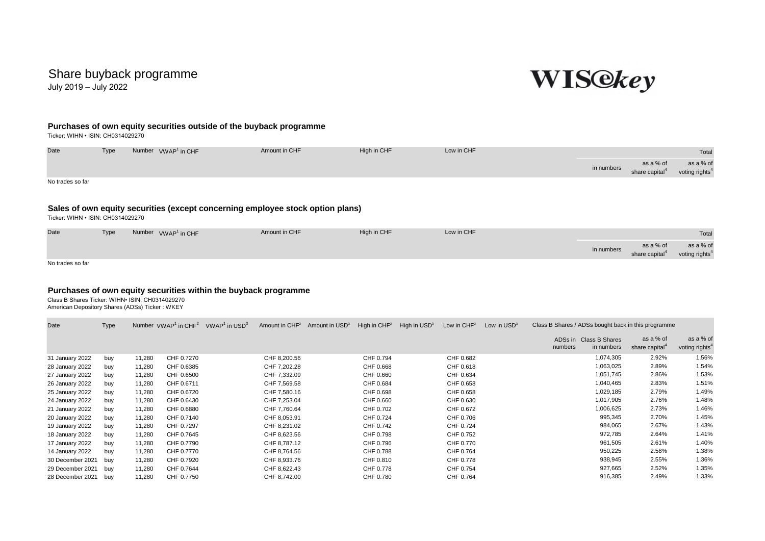# Share buyback programme

July 2019 – July 2022

WISeKey

## Purchases of own equity securities outside of the buyback programme

Ticker: WIHN • ISIN: CH0314029270

| Date | Type | Number | VWAP[1] in CHF | Amount in CHF | High in CHF | Low in CHF | Total | | |
|---|---|---|---|---|---|---|---|---|---|
| | | | | | | | in numbers | as a % of share capital[4] | as a % of voting rights[4] |

No trades so far

## Sales of own equity securities (except concerning employee stock option plans)

Ticker: WIHN • ISIN: CH0314029270

| Date | Type | Number | VWAP[1] in CHF | Amount in CHF | High in CHF | Low in CHF | Total | | |
|---|---|---|---|---|---|---|---|---|---|
| | | | | | | | in numbers | as a % of share capital[4] | as a % of voting rights[4] |

No trades so far

## Purchases of own equity securities within the buyback programme

Class B Shares Ticker: WIHN• ISIN: CH0314029270
American Depository Shares (ADSs) Ticker : WKEY

| Date | Type | Number | VWAP[1] in CHF[2] | VWAP[1] in USD[3] | Amount in CHF[2] | Amount in USD[3] | High in CHF[2] | High in USD[3] | Low in CHF[2] | Low in USD[3] | Class B Shares / ADSs bought back in this programme | | | |
|---|---|---|---|---|---|---|---|---|---|---|---|---|---|---|
| | | | | | | | | | | | ADSs in numbers | Class B Shares in numbers | as a % of share capital[4] | as a % of voting rights[4] |
| 31 January 2022 | buy | 11,280 | CHF 0.7270 | | CHF 8,200.56 | | CHF 0.794 | | CHF 0.682 | | | 1,074,305 | 2.92% | 1.56% |
| 28 January 2022 | buy | 11,280 | CHF 0.6385 | | CHF 7,202.28 | | CHF 0.668 | | CHF 0.618 | | | 1,063,025 | 2.89% | 1.54% |
| 27 January 2022 | buy | 11,280 | CHF 0.6500 | | CHF 7,332.09 | | CHF 0.660 | | CHF 0.634 | | | 1,051,745 | 2.86% | 1.53% |
| 26 January 2022 | buy | 11,280 | CHF 0.6711 | | CHF 7,569.58 | | CHF 0.684 | | CHF 0.658 | | | 1,040,465 | 2.83% | 1.51% |
| 25 January 2022 | buy | 11,280 | CHF 0.6720 | | CHF 7,580.16 | | CHF 0.698 | | CHF 0.658 | | | 1,029,185 | 2.79% | 1.49% |
| 24 January 2022 | buy | 11,280 | CHF 0.6430 | | CHF 7,253.04 | | CHF 0.660 | | CHF 0.630 | | | 1,017,905 | 2.76% | 1.48% |
| 21 January 2022 | buy | 11,280 | CHF 0.6880 | | CHF 7,760.64 | | CHF 0.702 | | CHF 0.672 | | | 1,006,625 | 2.73% | 1.46% |
| 20 January 2022 | buy | 11,280 | CHF 0.7140 | | CHF 8,053.91 | | CHF 0.724 | | CHF 0.706 | | | 995,345 | 2.70% | 1.45% |
| 19 January 2022 | buy | 11,280 | CHF 0.7297 | | CHF 8,231.02 | | CHF 0.742 | | CHF 0.724 | | | 984,065 | 2.67% | 1.43% |
| 18 January 2022 | buy | 11,280 | CHF 0.7645 | | CHF 8,623.56 | | CHF 0.798 | | CHF 0.752 | | | 972,785 | 2.64% | 1.41% |
| 17 January 2022 | buy | 11,280 | CHF 0.7790 | | CHF 8,787.12 | | CHF 0.796 | | CHF 0.770 | | | 961,505 | 2.61% | 1.40% |
| 14 January 2022 | buy | 11,280 | CHF 0.7770 | | CHF 8,764.56 | | CHF 0.788 | | CHF 0.764 | | | 950,225 | 2.58% | 1.38% |
| 30 December 2021 | buy | 11,280 | CHF 0.7920 | | CHF 8,933.76 | | CHF 0.810 | | CHF 0.778 | | | 938,945 | 2.55% | 1.36% |
| 29 December 2021 | buy | 11,280 | CHF 0.7644 | | CHF 8,622.43 | | CHF 0.778 | | CHF 0.754 | | | 927,665 | 2.52% | 1.35% |
| 28 December 2021 | buy | 11,280 | CHF 0.7750 | | CHF 8,742.00 | | CHF 0.780 | | CHF 0.764 | | | 916,385 | 2.49% | 1.33% |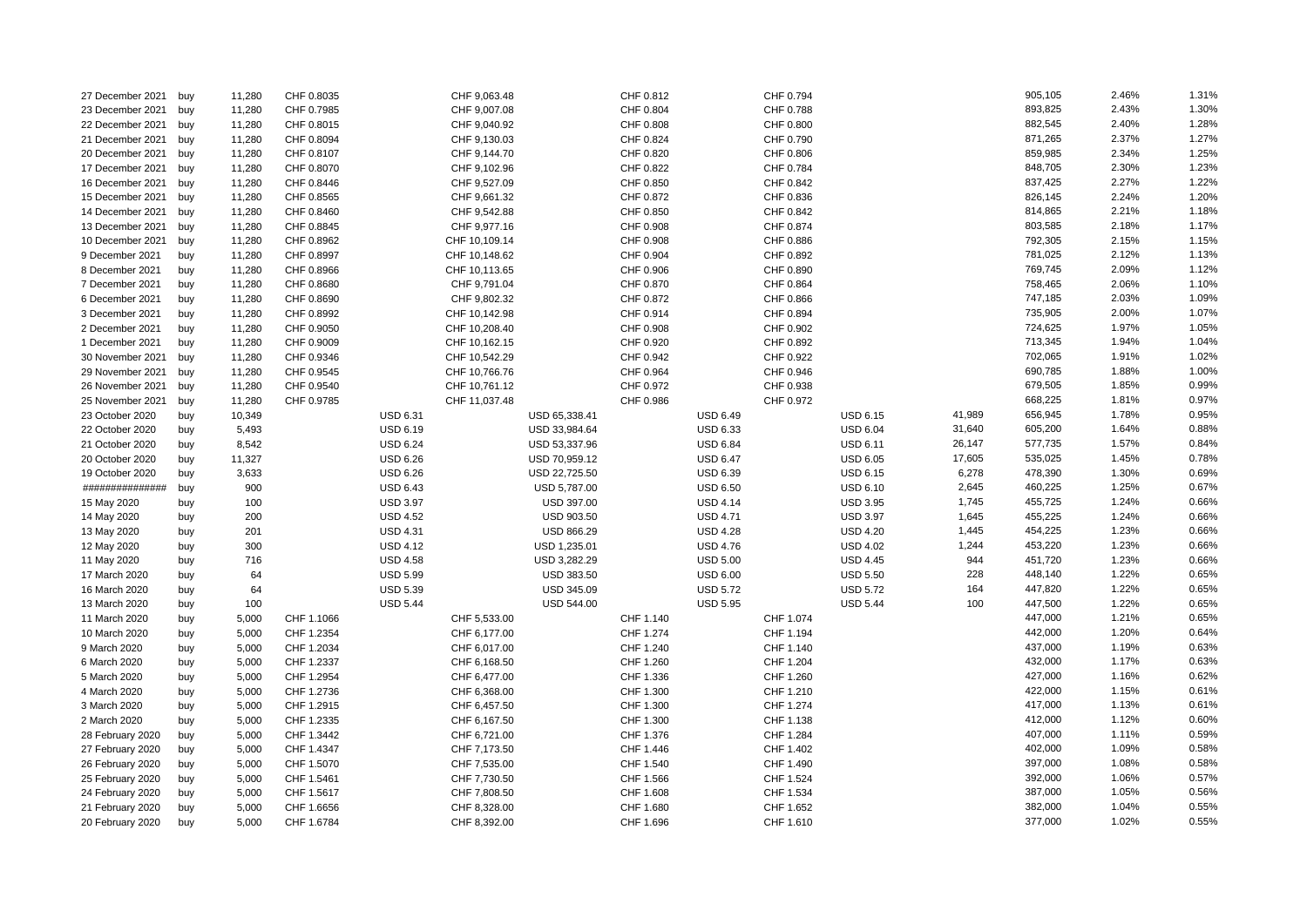| | | | | | | | | | | | | | | |
|---|---|---|---|---|---|---|---|---|---|---|---|---|---|---|
| 27 December 2021 | buy | 11,280 | CHF 0.8035 | | CHF 9,063.48 | | CHF 0.812 | | CHF 0.794 | | | 905,105 | 2.46% | 1.31% |
| 23 December 2021 | buy | 11,280 | CHF 0.7985 | | CHF 9,007.08 | | CHF 0.804 | | CHF 0.788 | | | 893,825 | 2.43% | 1.30% |
| 22 December 2021 | buy | 11,280 | CHF 0.8015 | | CHF 9,040.92 | | CHF 0.808 | | CHF 0.800 | | | 882,545 | 2.40% | 1.28% |
| 21 December 2021 | buy | 11,280 | CHF 0.8094 | | CHF 9,130.03 | | CHF 0.824 | | CHF 0.790 | | | 871,265 | 2.37% | 1.27% |
| 20 December 2021 | buy | 11,280 | CHF 0.8107 | | CHF 9,144.70 | | CHF 0.820 | | CHF 0.806 | | | 859,985 | 2.34% | 1.25% |
| 17 December 2021 | buy | 11,280 | CHF 0.8070 | | CHF 9,102.96 | | CHF 0.822 | | CHF 0.784 | | | 848,705 | 2.30% | 1.23% |
| 16 December 2021 | buy | 11,280 | CHF 0.8446 | | CHF 9,527.09 | | CHF 0.850 | | CHF 0.842 | | | 837,425 | 2.27% | 1.22% |
| 15 December 2021 | buy | 11,280 | CHF 0.8565 | | CHF 9,661.32 | | CHF 0.872 | | CHF 0.836 | | | 826,145 | 2.24% | 1.20% |
| 14 December 2021 | buy | 11,280 | CHF 0.8460 | | CHF 9,542.88 | | CHF 0.850 | | CHF 0.842 | | | 814,865 | 2.21% | 1.18% |
| 13 December 2021 | buy | 11,280 | CHF 0.8845 | | CHF 9,977.16 | | CHF 0.908 | | CHF 0.874 | | | 803,585 | 2.18% | 1.17% |
| 10 December 2021 | buy | 11,280 | CHF 0.8962 | | CHF 10,109.14 | | CHF 0.908 | | CHF 0.886 | | | 792,305 | 2.15% | 1.15% |
| 9 December 2021 | buy | 11,280 | CHF 0.8997 | | CHF 10,148.62 | | CHF 0.904 | | CHF 0.892 | | | 781,025 | 2.12% | 1.13% |
| 8 December 2021 | buy | 11,280 | CHF 0.8966 | | CHF 10,113.65 | | CHF 0.906 | | CHF 0.890 | | | 769,745 | 2.09% | 1.12% |
| 7 December 2021 | buy | 11,280 | CHF 0.8680 | | CHF 9,791.04 | | CHF 0.870 | | CHF 0.864 | | | 758,465 | 2.06% | 1.10% |
| 6 December 2021 | buy | 11,280 | CHF 0.8690 | | CHF 9,802.32 | | CHF 0.872 | | CHF 0.866 | | | 747,185 | 2.03% | 1.09% |
| 3 December 2021 | buy | 11,280 | CHF 0.8992 | | CHF 10,142.98 | | CHF 0.914 | | CHF 0.894 | | | 735,905 | 2.00% | 1.07% |
| 2 December 2021 | buy | 11,280 | CHF 0.9050 | | CHF 10,208.40 | | CHF 0.908 | | CHF 0.902 | | | 724,625 | 1.97% | 1.05% |
| 1 December 2021 | buy | 11,280 | CHF 0.9009 | | CHF 10,162.15 | | CHF 0.920 | | CHF 0.892 | | | 713,345 | 1.94% | 1.04% |
| 30 November 2021 | buy | 11,280 | CHF 0.9346 | | CHF 10,542.29 | | CHF 0.942 | | CHF 0.922 | | | 702,065 | 1.91% | 1.02% |
| 29 November 2021 | buy | 11,280 | CHF 0.9545 | | CHF 10,766.76 | | CHF 0.964 | | CHF 0.946 | | | 690,785 | 1.88% | 1.00% |
| 26 November 2021 | buy | 11,280 | CHF 0.9540 | | CHF 10,761.12 | | CHF 0.972 | | CHF 0.938 | | | 679,505 | 1.85% | 0.99% |
| 25 November 2021 | buy | 11,280 | CHF 0.9785 | | CHF 11,037.48 | | CHF 0.986 | | CHF 0.972 | | | 668,225 | 1.81% | 0.97% |
| 23 October 2020 | buy | 10,349 | | USD 6.31 | | USD 65,338.41 | | USD 6.49 | | USD 6.15 | 41,989 | 656,945 | 1.78% | 0.95% |
| 22 October 2020 | buy | 5,493 | | USD 6.19 | | USD 33,984.64 | | USD 6.33 | | USD 6.04 | 31,640 | 605,200 | 1.64% | 0.88% |
| 21 October 2020 | buy | 8,542 | | USD 6.24 | | USD 53,337.96 | | USD 6.84 | | USD 6.11 | 26,147 | 577,735 | 1.57% | 0.84% |
| 20 October 2020 | buy | 11,327 | | USD 6.26 | | USD 70,959.12 | | USD 6.47 | | USD 6.05 | 17,605 | 535,025 | 1.45% | 0.78% |
| 19 October 2020 | buy | 3,633 | | USD 6.26 | | USD 22,725.50 | | USD 6.39 | | USD 6.15 | 6,278 | 478,390 | 1.30% | 0.69% |
| ############### | buy | 900 | | USD 6.43 | | USD 5,787.00 | | USD 6.50 | | USD 6.10 | 2,645 | 460,225 | 1.25% | 0.67% |
| 15 May 2020 | buy | 100 | | USD 3.97 | | USD 397.00 | | USD 4.14 | | USD 3.95 | 1,745 | 455,725 | 1.24% | 0.66% |
| 14 May 2020 | buy | 200 | | USD 4.52 | | USD 903.50 | | USD 4.71 | | USD 3.97 | 1,645 | 455,225 | 1.24% | 0.66% |
| 13 May 2020 | buy | 201 | | USD 4.31 | | USD 866.29 | | USD 4.28 | | USD 4.20 | 1,445 | 454,225 | 1.23% | 0.66% |
| 12 May 2020 | buy | 300 | | USD 4.12 | | USD 1,235.01 | | USD 4.76 | | USD 4.02 | 1,244 | 453,220 | 1.23% | 0.66% |
| 11 May 2020 | buy | 716 | | USD 4.58 | | USD 3,282.29 | | USD 5.00 | | USD 4.45 | 944 | 451,720 | 1.23% | 0.66% |
| 17 March 2020 | buy | 64 | | USD 5.99 | | USD 383.50 | | USD 6.00 | | USD 5.50 | 228 | 448,140 | 1.22% | 0.65% |
| 16 March 2020 | buy | 64 | | USD 5.39 | | USD 345.09 | | USD 5.72 | | USD 5.72 | 164 | 447,820 | 1.22% | 0.65% |
| 13 March 2020 | buy | 100 | | USD 5.44 | | USD 544.00 | | USD 5.95 | | USD 5.44 | 100 | 447,500 | 1.22% | 0.65% |
| 11 March 2020 | buy | 5,000 | CHF 1.1066 | | CHF 5,533.00 | | CHF 1.140 | | CHF 1.074 | | | 447,000 | 1.21% | 0.65% |
| 10 March 2020 | buy | 5,000 | CHF 1.2354 | | CHF 6,177.00 | | CHF 1.274 | | CHF 1.194 | | | 442,000 | 1.20% | 0.64% |
| 9 March 2020 | buy | 5,000 | CHF 1.2034 | | CHF 6,017.00 | | CHF 1.240 | | CHF 1.140 | | | 437,000 | 1.19% | 0.63% |
| 6 March 2020 | buy | 5,000 | CHF 1.2337 | | CHF 6,168.50 | | CHF 1.260 | | CHF 1.204 | | | 432,000 | 1.17% | 0.63% |
| 5 March 2020 | buy | 5,000 | CHF 1.2954 | | CHF 6,477.00 | | CHF 1.336 | | CHF 1.260 | | | 427,000 | 1.16% | 0.62% |
| 4 March 2020 | buy | 5,000 | CHF 1.2736 | | CHF 6,368.00 | | CHF 1.300 | | CHF 1.210 | | | 422,000 | 1.15% | 0.61% |
| 3 March 2020 | buy | 5,000 | CHF 1.2915 | | CHF 6,457.50 | | CHF 1.300 | | CHF 1.274 | | | 417,000 | 1.13% | 0.61% |
| 2 March 2020 | buy | 5,000 | CHF 1.2335 | | CHF 6,167.50 | | CHF 1.300 | | CHF 1.138 | | | 412,000 | 1.12% | 0.60% |
| 28 February 2020 | buy | 5,000 | CHF 1.3442 | | CHF 6,721.00 | | CHF 1.376 | | CHF 1.284 | | | 407,000 | 1.11% | 0.59% |
| 27 February 2020 | buy | 5,000 | CHF 1.4347 | | CHF 7,173.50 | | CHF 1.446 | | CHF 1.402 | | | 402,000 | 1.09% | 0.58% |
| 26 February 2020 | buy | 5,000 | CHF 1.5070 | | CHF 7,535.00 | | CHF 1.540 | | CHF 1.490 | | | 397,000 | 1.08% | 0.58% |
| 25 February 2020 | buy | 5,000 | CHF 1.5461 | | CHF 7,730.50 | | CHF 1.566 | | CHF 1.524 | | | 392,000 | 1.06% | 0.57% |
| 24 February 2020 | buy | 5,000 | CHF 1.5617 | | CHF 7,808.50 | | CHF 1.608 | | CHF 1.534 | | | 387,000 | 1.05% | 0.56% |
| 21 February 2020 | buy | 5,000 | CHF 1.6656 | | CHF 8,328.00 | | CHF 1.680 | | CHF 1.652 | | | 382,000 | 1.04% | 0.55% |
| 20 February 2020 | buy | 5,000 | CHF 1.6784 | | CHF 8,392.00 | | CHF 1.696 | | CHF 1.610 | | | 377,000 | 1.02% | 0.55% |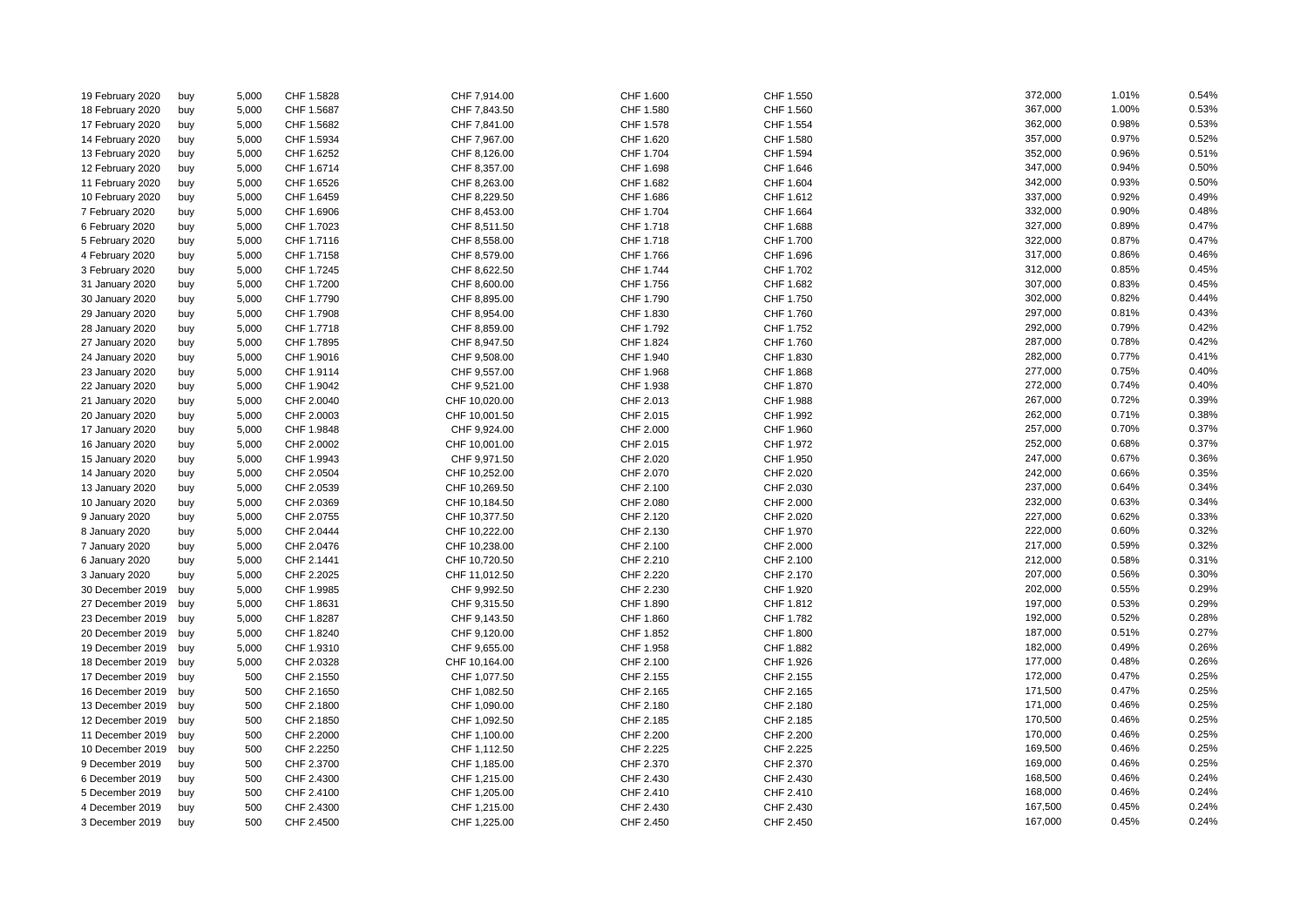| | | | | | | | | | |
|---|---|---|---|---|---|---|---|---|---|
| 19 February 2020 | buy | 5,000 | CHF 1.5828 | CHF 7,914.00 | CHF 1.600 | CHF 1.550 | 372,000 | 1.01% | 0.54% |
| 18 February 2020 | buy | 5,000 | CHF 1.5687 | CHF 7,843.50 | CHF 1.580 | CHF 1.560 | 367,000 | 1.00% | 0.53% |
| 17 February 2020 | buy | 5,000 | CHF 1.5682 | CHF 7,841.00 | CHF 1.578 | CHF 1.554 | 362,000 | 0.98% | 0.53% |
| 14 February 2020 | buy | 5,000 | CHF 1.5934 | CHF 7,967.00 | CHF 1.620 | CHF 1.580 | 357,000 | 0.97% | 0.52% |
| 13 February 2020 | buy | 5,000 | CHF 1.6252 | CHF 8,126.00 | CHF 1.704 | CHF 1.594 | 352,000 | 0.96% | 0.51% |
| 12 February 2020 | buy | 5,000 | CHF 1.6714 | CHF 8,357.00 | CHF 1.698 | CHF 1.646 | 347,000 | 0.94% | 0.50% |
| 11 February 2020 | buy | 5,000 | CHF 1.6526 | CHF 8,263.00 | CHF 1.682 | CHF 1.604 | 342,000 | 0.93% | 0.50% |
| 10 February 2020 | buy | 5,000 | CHF 1.6459 | CHF 8,229.50 | CHF 1.686 | CHF 1.612 | 337,000 | 0.92% | 0.49% |
| 7 February 2020 | buy | 5,000 | CHF 1.6906 | CHF 8,453.00 | CHF 1.704 | CHF 1.664 | 332,000 | 0.90% | 0.48% |
| 6 February 2020 | buy | 5,000 | CHF 1.7023 | CHF 8,511.50 | CHF 1.718 | CHF 1.688 | 327,000 | 0.89% | 0.47% |
| 5 February 2020 | buy | 5,000 | CHF 1.7116 | CHF 8,558.00 | CHF 1.718 | CHF 1.700 | 322,000 | 0.87% | 0.47% |
| 4 February 2020 | buy | 5,000 | CHF 1.7158 | CHF 8,579.00 | CHF 1.766 | CHF 1.696 | 317,000 | 0.86% | 0.46% |
| 3 February 2020 | buy | 5,000 | CHF 1.7245 | CHF 8,622.50 | CHF 1.744 | CHF 1.702 | 312,000 | 0.85% | 0.45% |
| 31 January 2020 | buy | 5,000 | CHF 1.7200 | CHF 8,600.00 | CHF 1.756 | CHF 1.682 | 307,000 | 0.83% | 0.45% |
| 30 January 2020 | buy | 5,000 | CHF 1.7790 | CHF 8,895.00 | CHF 1.790 | CHF 1.750 | 302,000 | 0.82% | 0.44% |
| 29 January 2020 | buy | 5,000 | CHF 1.7908 | CHF 8,954.00 | CHF 1.830 | CHF 1.760 | 297,000 | 0.81% | 0.43% |
| 28 January 2020 | buy | 5,000 | CHF 1.7718 | CHF 8,859.00 | CHF 1.792 | CHF 1.752 | 292,000 | 0.79% | 0.42% |
| 27 January 2020 | buy | 5,000 | CHF 1.7895 | CHF 8,947.50 | CHF 1.824 | CHF 1.760 | 287,000 | 0.78% | 0.42% |
| 24 January 2020 | buy | 5,000 | CHF 1.9016 | CHF 9,508.00 | CHF 1.940 | CHF 1.830 | 282,000 | 0.77% | 0.41% |
| 23 January 2020 | buy | 5,000 | CHF 1.9114 | CHF 9,557.00 | CHF 1.968 | CHF 1.868 | 277,000 | 0.75% | 0.40% |
| 22 January 2020 | buy | 5,000 | CHF 1.9042 | CHF 9,521.00 | CHF 1.938 | CHF 1.870 | 272,000 | 0.74% | 0.40% |
| 21 January 2020 | buy | 5,000 | CHF 2.0040 | CHF 10,020.00 | CHF 2.013 | CHF 1.988 | 267,000 | 0.72% | 0.39% |
| 20 January 2020 | buy | 5,000 | CHF 2.0003 | CHF 10,001.50 | CHF 2.015 | CHF 1.992 | 262,000 | 0.71% | 0.38% |
| 17 January 2020 | buy | 5,000 | CHF 1.9848 | CHF 9,924.00 | CHF 2.000 | CHF 1.960 | 257,000 | 0.70% | 0.37% |
| 16 January 2020 | buy | 5,000 | CHF 2.0002 | CHF 10,001.00 | CHF 2.015 | CHF 1.972 | 252,000 | 0.68% | 0.37% |
| 15 January 2020 | buy | 5,000 | CHF 1.9943 | CHF 9,971.50 | CHF 2.020 | CHF 1.950 | 247,000 | 0.67% | 0.36% |
| 14 January 2020 | buy | 5,000 | CHF 2.0504 | CHF 10,252.00 | CHF 2.070 | CHF 2.020 | 242,000 | 0.66% | 0.35% |
| 13 January 2020 | buy | 5,000 | CHF 2.0539 | CHF 10,269.50 | CHF 2.100 | CHF 2.030 | 237,000 | 0.64% | 0.34% |
| 10 January 2020 | buy | 5,000 | CHF 2.0369 | CHF 10,184.50 | CHF 2.080 | CHF 2.000 | 232,000 | 0.63% | 0.34% |
| 9 January 2020 | buy | 5,000 | CHF 2.0755 | CHF 10,377.50 | CHF 2.120 | CHF 2.020 | 227,000 | 0.62% | 0.33% |
| 8 January 2020 | buy | 5,000 | CHF 2.0444 | CHF 10,222.00 | CHF 2.130 | CHF 1.970 | 222,000 | 0.60% | 0.32% |
| 7 January 2020 | buy | 5,000 | CHF 2.0476 | CHF 10,238.00 | CHF 2.100 | CHF 2.000 | 217,000 | 0.59% | 0.32% |
| 6 January 2020 | buy | 5,000 | CHF 2.1441 | CHF 10,720.50 | CHF 2.210 | CHF 2.100 | 212,000 | 0.58% | 0.31% |
| 3 January 2020 | buy | 5,000 | CHF 2.2025 | CHF 11,012.50 | CHF 2.220 | CHF 2.170 | 207,000 | 0.56% | 0.30% |
| 30 December 2019 | buy | 5,000 | CHF 1.9985 | CHF 9,992.50 | CHF 2.230 | CHF 1.920 | 202,000 | 0.55% | 0.29% |
| 27 December 2019 | buy | 5,000 | CHF 1.8631 | CHF 9,315.50 | CHF 1.890 | CHF 1.812 | 197,000 | 0.53% | 0.29% |
| 23 December 2019 | buy | 5,000 | CHF 1.8287 | CHF 9,143.50 | CHF 1.860 | CHF 1.782 | 192,000 | 0.52% | 0.28% |
| 20 December 2019 | buy | 5,000 | CHF 1.8240 | CHF 9,120.00 | CHF 1.852 | CHF 1.800 | 187,000 | 0.51% | 0.27% |
| 19 December 2019 | buy | 5,000 | CHF 1.9310 | CHF 9,655.00 | CHF 1.958 | CHF 1.882 | 182,000 | 0.49% | 0.26% |
| 18 December 2019 | buy | 5,000 | CHF 2.0328 | CHF 10,164.00 | CHF 2.100 | CHF 1.926 | 177,000 | 0.48% | 0.26% |
| 17 December 2019 | buy | 500 | CHF 2.1550 | CHF 1,077.50 | CHF 2.155 | CHF 2.155 | 172,000 | 0.47% | 0.25% |
| 16 December 2019 | buy | 500 | CHF 2.1650 | CHF 1,082.50 | CHF 2.165 | CHF 2.165 | 171,500 | 0.47% | 0.25% |
| 13 December 2019 | buy | 500 | CHF 2.1800 | CHF 1,090.00 | CHF 2.180 | CHF 2.180 | 171,000 | 0.46% | 0.25% |
| 12 December 2019 | buy | 500 | CHF 2.1850 | CHF 1,092.50 | CHF 2.185 | CHF 2.185 | 170,500 | 0.46% | 0.25% |
| 11 December 2019 | buy | 500 | CHF 2.2000 | CHF 1,100.00 | CHF 2.200 | CHF 2.200 | 170,000 | 0.46% | 0.25% |
| 10 December 2019 | buy | 500 | CHF 2.2250 | CHF 1,112.50 | CHF 2.225 | CHF 2.225 | 169,500 | 0.46% | 0.25% |
| 9 December 2019 | buy | 500 | CHF 2.3700 | CHF 1,185.00 | CHF 2.370 | CHF 2.370 | 169,000 | 0.46% | 0.25% |
| 6 December 2019 | buy | 500 | CHF 2.4300 | CHF 1,215.00 | CHF 2.430 | CHF 2.430 | 168,500 | 0.46% | 0.24% |
| 5 December 2019 | buy | 500 | CHF 2.4100 | CHF 1,205.00 | CHF 2.410 | CHF 2.410 | 168,000 | 0.46% | 0.24% |
| 4 December 2019 | buy | 500 | CHF 2.4300 | CHF 1,215.00 | CHF 2.430 | CHF 2.430 | 167,500 | 0.45% | 0.24% |
| 3 December 2019 | buy | 500 | CHF 2.4500 | CHF 1,225.00 | CHF 2.450 | CHF 2.450 | 167,000 | 0.45% | 0.24% |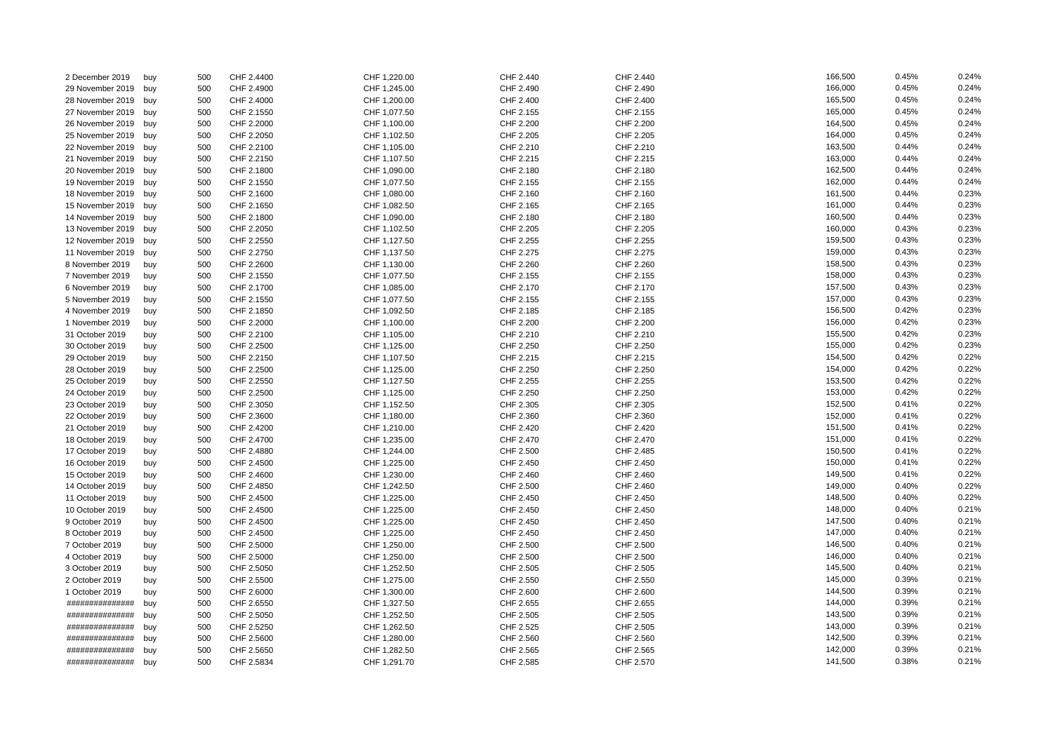| | | | | | | | | | |
|---|---|---|---|---|---|---|---|---|---|
| 2 December 2019 | buy | 500 | CHF 2.4400 | CHF 1,220.00 | CHF 2.440 | CHF 2.440 | 166,500 | 0.45% | 0.24% |
| 29 November 2019 | buy | 500 | CHF 2.4900 | CHF 1,245.00 | CHF 2.490 | CHF 2.490 | 166,000 | 0.45% | 0.24% |
| 28 November 2019 | buy | 500 | CHF 2.4000 | CHF 1,200.00 | CHF 2.400 | CHF 2.400 | 165,500 | 0.45% | 0.24% |
| 27 November 2019 | buy | 500 | CHF 2.1550 | CHF 1,077.50 | CHF 2.155 | CHF 2.155 | 165,000 | 0.45% | 0.24% |
| 26 November 2019 | buy | 500 | CHF 2.2000 | CHF 1,100.00 | CHF 2.200 | CHF 2.200 | 164,500 | 0.45% | 0.24% |
| 25 November 2019 | buy | 500 | CHF 2.2050 | CHF 1,102.50 | CHF 2.205 | CHF 2.205 | 164,000 | 0.45% | 0.24% |
| 22 November 2019 | buy | 500 | CHF 2.2100 | CHF 1,105.00 | CHF 2.210 | CHF 2.210 | 163,500 | 0.44% | 0.24% |
| 21 November 2019 | buy | 500 | CHF 2.2150 | CHF 1,107.50 | CHF 2.215 | CHF 2.215 | 163,000 | 0.44% | 0.24% |
| 20 November 2019 | buy | 500 | CHF 2.1800 | CHF 1,090.00 | CHF 2.180 | CHF 2.180 | 162,500 | 0.44% | 0.24% |
| 19 November 2019 | buy | 500 | CHF 2.1550 | CHF 1,077.50 | CHF 2.155 | CHF 2.155 | 162,000 | 0.44% | 0.24% |
| 18 November 2019 | buy | 500 | CHF 2.1600 | CHF 1,080.00 | CHF 2.160 | CHF 2.160 | 161,500 | 0.44% | 0.23% |
| 15 November 2019 | buy | 500 | CHF 2.1650 | CHF 1,082.50 | CHF 2.165 | CHF 2.165 | 161,000 | 0.44% | 0.23% |
| 14 November 2019 | buy | 500 | CHF 2.1800 | CHF 1,090.00 | CHF 2.180 | CHF 2.180 | 160,500 | 0.44% | 0.23% |
| 13 November 2019 | buy | 500 | CHF 2.2050 | CHF 1,102.50 | CHF 2.205 | CHF 2.205 | 160,000 | 0.43% | 0.23% |
| 12 November 2019 | buy | 500 | CHF 2.2550 | CHF 1,127.50 | CHF 2.255 | CHF 2.255 | 159,500 | 0.43% | 0.23% |
| 11 November 2019 | buy | 500 | CHF 2.2750 | CHF 1,137.50 | CHF 2.275 | CHF 2.275 | 159,000 | 0.43% | 0.23% |
| 8 November 2019 | buy | 500 | CHF 2.2600 | CHF 1,130.00 | CHF 2.260 | CHF 2.260 | 158,500 | 0.43% | 0.23% |
| 7 November 2019 | buy | 500 | CHF 2.1550 | CHF 1,077.50 | CHF 2.155 | CHF 2.155 | 158,000 | 0.43% | 0.23% |
| 6 November 2019 | buy | 500 | CHF 2.1700 | CHF 1,085.00 | CHF 2.170 | CHF 2.170 | 157,500 | 0.43% | 0.23% |
| 5 November 2019 | buy | 500 | CHF 2.1550 | CHF 1,077.50 | CHF 2.155 | CHF 2.155 | 157,000 | 0.43% | 0.23% |
| 4 November 2019 | buy | 500 | CHF 2.1850 | CHF 1,092.50 | CHF 2.185 | CHF 2.185 | 156,500 | 0.42% | 0.23% |
| 1 November 2019 | buy | 500 | CHF 2.2000 | CHF 1,100.00 | CHF 2.200 | CHF 2.200 | 156,000 | 0.42% | 0.23% |
| 31 October 2019 | buy | 500 | CHF 2.2100 | CHF 1,105.00 | CHF 2.210 | CHF 2.210 | 155,500 | 0.42% | 0.23% |
| 30 October 2019 | buy | 500 | CHF 2.2500 | CHF 1,125.00 | CHF 2.250 | CHF 2.250 | 155,000 | 0.42% | 0.23% |
| 29 October 2019 | buy | 500 | CHF 2.2150 | CHF 1,107.50 | CHF 2.215 | CHF 2.215 | 154,500 | 0.42% | 0.22% |
| 28 October 2019 | buy | 500 | CHF 2.2500 | CHF 1,125.00 | CHF 2.250 | CHF 2.250 | 154,000 | 0.42% | 0.22% |
| 25 October 2019 | buy | 500 | CHF 2.2550 | CHF 1,127.50 | CHF 2.255 | CHF 2.255 | 153,500 | 0.42% | 0.22% |
| 24 October 2019 | buy | 500 | CHF 2.2500 | CHF 1,125.00 | CHF 2.250 | CHF 2.250 | 153,000 | 0.42% | 0.22% |
| 23 October 2019 | buy | 500 | CHF 2.3050 | CHF 1,152.50 | CHF 2.305 | CHF 2.305 | 152,500 | 0.41% | 0.22% |
| 22 October 2019 | buy | 500 | CHF 2.3600 | CHF 1,180.00 | CHF 2.360 | CHF 2.360 | 152,000 | 0.41% | 0.22% |
| 21 October 2019 | buy | 500 | CHF 2.4200 | CHF 1,210.00 | CHF 2.420 | CHF 2.420 | 151,500 | 0.41% | 0.22% |
| 18 October 2019 | buy | 500 | CHF 2.4700 | CHF 1,235.00 | CHF 2.470 | CHF 2.470 | 151,000 | 0.41% | 0.22% |
| 17 October 2019 | buy | 500 | CHF 2.4880 | CHF 1,244.00 | CHF 2.500 | CHF 2.485 | 150,500 | 0.41% | 0.22% |
| 16 October 2019 | buy | 500 | CHF 2.4500 | CHF 1,225.00 | CHF 2.450 | CHF 2.450 | 150,000 | 0.41% | 0.22% |
| 15 October 2019 | buy | 500 | CHF 2.4600 | CHF 1,230.00 | CHF 2.460 | CHF 2.460 | 149,500 | 0.41% | 0.22% |
| 14 October 2019 | buy | 500 | CHF 2.4850 | CHF 1,242.50 | CHF 2.500 | CHF 2.460 | 149,000 | 0.40% | 0.22% |
| 11 October 2019 | buy | 500 | CHF 2.4500 | CHF 1,225.00 | CHF 2.450 | CHF 2.450 | 148,500 | 0.40% | 0.22% |
| 10 October 2019 | buy | 500 | CHF 2.4500 | CHF 1,225.00 | CHF 2.450 | CHF 2.450 | 148,000 | 0.40% | 0.21% |
| 9 October 2019 | buy | 500 | CHF 2.4500 | CHF 1,225.00 | CHF 2.450 | CHF 2.450 | 147,500 | 0.40% | 0.21% |
| 8 October 2019 | buy | 500 | CHF 2.4500 | CHF 1,225.00 | CHF 2.450 | CHF 2.450 | 147,000 | 0.40% | 0.21% |
| 7 October 2019 | buy | 500 | CHF 2.5000 | CHF 1,250.00 | CHF 2.500 | CHF 2.500 | 146,500 | 0.40% | 0.21% |
| 4 October 2019 | buy | 500 | CHF 2.5000 | CHF 1,250.00 | CHF 2.500 | CHF 2.500 | 146,000 | 0.40% | 0.21% |
| 3 October 2019 | buy | 500 | CHF 2.5050 | CHF 1,252.50 | CHF 2.505 | CHF 2.505 | 145,500 | 0.40% | 0.21% |
| 2 October 2019 | buy | 500 | CHF 2.5500 | CHF 1,275.00 | CHF 2.550 | CHF 2.550 | 145,000 | 0.39% | 0.21% |
| 1 October 2019 | buy | 500 | CHF 2.6000 | CHF 1,300.00 | CHF 2.600 | CHF 2.600 | 144,500 | 0.39% | 0.21% |
| ############### | buy | 500 | CHF 2.6550 | CHF 1,327.50 | CHF 2.655 | CHF 2.655 | 144,000 | 0.39% | 0.21% |
| ############### | buy | 500 | CHF 2.5050 | CHF 1,252.50 | CHF 2.505 | CHF 2.505 | 143,500 | 0.39% | 0.21% |
| ############### | buy | 500 | CHF 2.5250 | CHF 1,262.50 | CHF 2.525 | CHF 2.505 | 143,000 | 0.39% | 0.21% |
| ############### | buy | 500 | CHF 2.5600 | CHF 1,280.00 | CHF 2.560 | CHF 2.560 | 142,500 | 0.39% | 0.21% |
| ############### | buy | 500 | CHF 2.5650 | CHF 1,282.50 | CHF 2.565 | CHF 2.565 | 142,000 | 0.39% | 0.21% |
| ############### | buy | 500 | CHF 2.5834 | CHF 1,291.70 | CHF 2.585 | CHF 2.570 | 141,500 | 0.38% | 0.21% |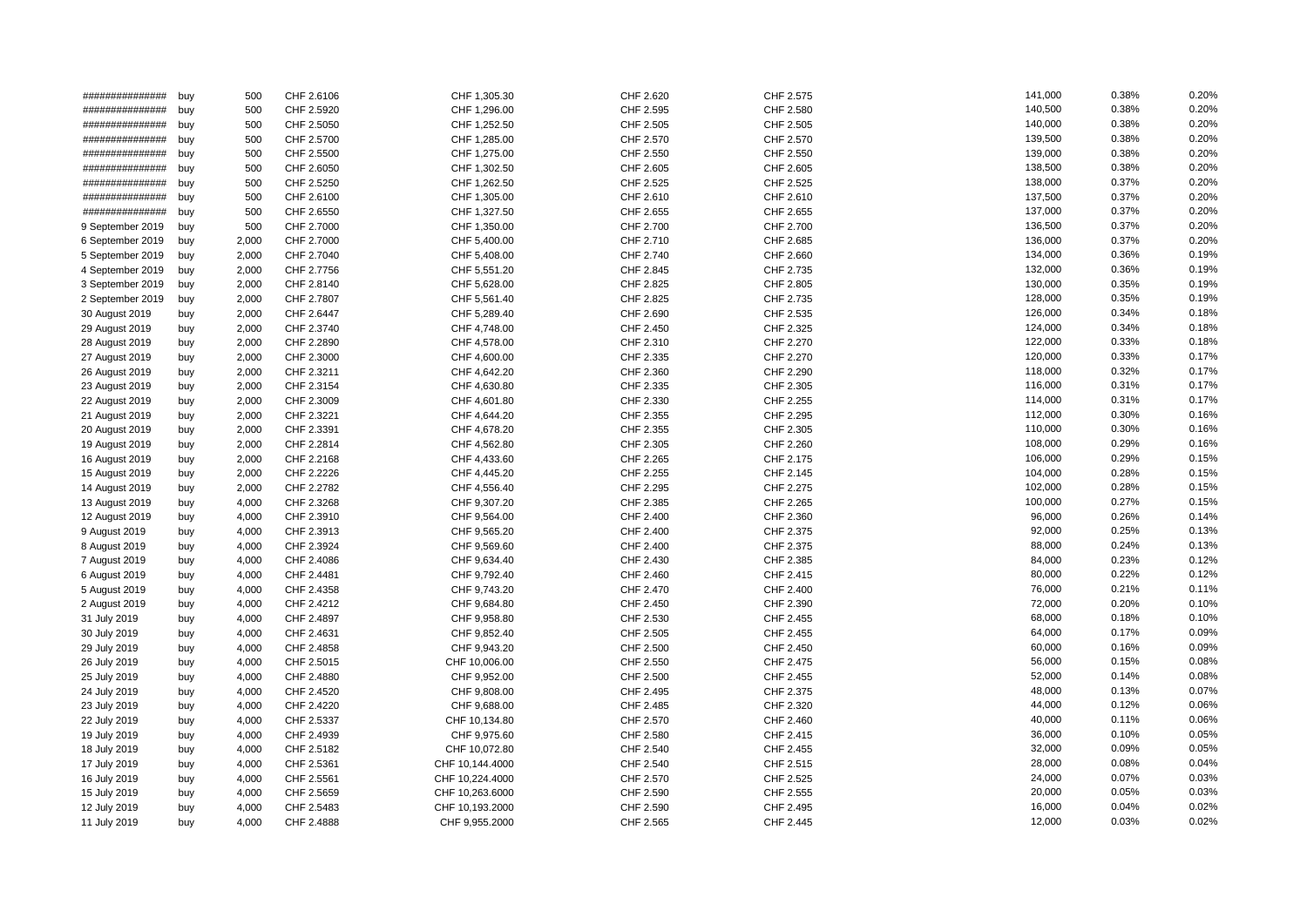| | | | | | | | | | |
|---|---|---|---|---|---|---|---|---|---|
| ############### | buy | 500 | CHF 2.6106 | CHF 1,305.30 | CHF 2.620 | CHF 2.575 | 141,000 | 0.38% | 0.20% |
| ############### | buy | 500 | CHF 2.5920 | CHF 1,296.00 | CHF 2.595 | CHF 2.580 | 140,500 | 0.38% | 0.20% |
| ############### | buy | 500 | CHF 2.5050 | CHF 1,252.50 | CHF 2.505 | CHF 2.505 | 140,000 | 0.38% | 0.20% |
| ############### | buy | 500 | CHF 2.5700 | CHF 1,285.00 | CHF 2.570 | CHF 2.570 | 139,500 | 0.38% | 0.20% |
| ############### | buy | 500 | CHF 2.5500 | CHF 1,275.00 | CHF 2.550 | CHF 2.550 | 139,000 | 0.38% | 0.20% |
| ############### | buy | 500 | CHF 2.6050 | CHF 1,302.50 | CHF 2.605 | CHF 2.605 | 138,500 | 0.38% | 0.20% |
| ############### | buy | 500 | CHF 2.5250 | CHF 1,262.50 | CHF 2.525 | CHF 2.525 | 138,000 | 0.37% | 0.20% |
| ############### | buy | 500 | CHF 2.6100 | CHF 1,305.00 | CHF 2.610 | CHF 2.610 | 137,500 | 0.37% | 0.20% |
| ############### | buy | 500 | CHF 2.6550 | CHF 1,327.50 | CHF 2.655 | CHF 2.655 | 137,000 | 0.37% | 0.20% |
| 9 September 2019 | buy | 500 | CHF 2.7000 | CHF 1,350.00 | CHF 2.700 | CHF 2.700 | 136,500 | 0.37% | 0.20% |
| 6 September 2019 | buy | 2,000 | CHF 2.7000 | CHF 5,400.00 | CHF 2.710 | CHF 2.685 | 136,000 | 0.37% | 0.20% |
| 5 September 2019 | buy | 2,000 | CHF 2.7040 | CHF 5,408.00 | CHF 2.740 | CHF 2.660 | 134,000 | 0.36% | 0.19% |
| 4 September 2019 | buy | 2,000 | CHF 2.7756 | CHF 5,551.20 | CHF 2.845 | CHF 2.735 | 132,000 | 0.36% | 0.19% |
| 3 September 2019 | buy | 2,000 | CHF 2.8140 | CHF 5,628.00 | CHF 2.825 | CHF 2.805 | 130,000 | 0.35% | 0.19% |
| 2 September 2019 | buy | 2,000 | CHF 2.7807 | CHF 5,561.40 | CHF 2.825 | CHF 2.735 | 128,000 | 0.35% | 0.19% |
| 30 August 2019 | buy | 2,000 | CHF 2.6447 | CHF 5,289.40 | CHF 2.690 | CHF 2.535 | 126,000 | 0.34% | 0.18% |
| 29 August 2019 | buy | 2,000 | CHF 2.3740 | CHF 4,748.00 | CHF 2.450 | CHF 2.325 | 124,000 | 0.34% | 0.18% |
| 28 August 2019 | buy | 2,000 | CHF 2.2890 | CHF 4,578.00 | CHF 2.310 | CHF 2.270 | 122,000 | 0.33% | 0.18% |
| 27 August 2019 | buy | 2,000 | CHF 2.3000 | CHF 4,600.00 | CHF 2.335 | CHF 2.270 | 120,000 | 0.33% | 0.17% |
| 26 August 2019 | buy | 2,000 | CHF 2.3211 | CHF 4,642.20 | CHF 2.360 | CHF 2.290 | 118,000 | 0.32% | 0.17% |
| 23 August 2019 | buy | 2,000 | CHF 2.3154 | CHF 4,630.80 | CHF 2.335 | CHF 2.305 | 116,000 | 0.31% | 0.17% |
| 22 August 2019 | buy | 2,000 | CHF 2.3009 | CHF 4,601.80 | CHF 2.330 | CHF 2.255 | 114,000 | 0.31% | 0.17% |
| 21 August 2019 | buy | 2,000 | CHF 2.3221 | CHF 4,644.20 | CHF 2.355 | CHF 2.295 | 112,000 | 0.30% | 0.16% |
| 20 August 2019 | buy | 2,000 | CHF 2.3391 | CHF 4,678.20 | CHF 2.355 | CHF 2.305 | 110,000 | 0.30% | 0.16% |
| 19 August 2019 | buy | 2,000 | CHF 2.2814 | CHF 4,562.80 | CHF 2.305 | CHF 2.260 | 108,000 | 0.29% | 0.16% |
| 16 August 2019 | buy | 2,000 | CHF 2.2168 | CHF 4,433.60 | CHF 2.265 | CHF 2.175 | 106,000 | 0.29% | 0.15% |
| 15 August 2019 | buy | 2,000 | CHF 2.2226 | CHF 4,445.20 | CHF 2.255 | CHF 2.145 | 104,000 | 0.28% | 0.15% |
| 14 August 2019 | buy | 2,000 | CHF 2.2782 | CHF 4,556.40 | CHF 2.295 | CHF 2.275 | 102,000 | 0.28% | 0.15% |
| 13 August 2019 | buy | 4,000 | CHF 2.3268 | CHF 9,307.20 | CHF 2.385 | CHF 2.265 | 100,000 | 0.27% | 0.15% |
| 12 August 2019 | buy | 4,000 | CHF 2.3910 | CHF 9,564.00 | CHF 2.400 | CHF 2.360 | 96,000 | 0.26% | 0.14% |
| 9 August 2019 | buy | 4,000 | CHF 2.3913 | CHF 9,565.20 | CHF 2.400 | CHF 2.375 | 92,000 | 0.25% | 0.13% |
| 8 August 2019 | buy | 4,000 | CHF 2.3924 | CHF 9,569.60 | CHF 2.400 | CHF 2.375 | 88,000 | 0.24% | 0.13% |
| 7 August 2019 | buy | 4,000 | CHF 2.4086 | CHF 9,634.40 | CHF 2.430 | CHF 2.385 | 84,000 | 0.23% | 0.12% |
| 6 August 2019 | buy | 4,000 | CHF 2.4481 | CHF 9,792.40 | CHF 2.460 | CHF 2.415 | 80,000 | 0.22% | 0.12% |
| 5 August 2019 | buy | 4,000 | CHF 2.4358 | CHF 9,743.20 | CHF 2.470 | CHF 2.400 | 76,000 | 0.21% | 0.11% |
| 2 August 2019 | buy | 4,000 | CHF 2.4212 | CHF 9,684.80 | CHF 2.450 | CHF 2.390 | 72,000 | 0.20% | 0.10% |
| 31 July 2019 | buy | 4,000 | CHF 2.4897 | CHF 9,958.80 | CHF 2.530 | CHF 2.455 | 68,000 | 0.18% | 0.10% |
| 30 July 2019 | buy | 4,000 | CHF 2.4631 | CHF 9,852.40 | CHF 2.505 | CHF 2.455 | 64,000 | 0.17% | 0.09% |
| 29 July 2019 | buy | 4,000 | CHF 2.4858 | CHF 9,943.20 | CHF 2.500 | CHF 2.450 | 60,000 | 0.16% | 0.09% |
| 26 July 2019 | buy | 4,000 | CHF 2.5015 | CHF 10,006.00 | CHF 2.550 | CHF 2.475 | 56,000 | 0.15% | 0.08% |
| 25 July 2019 | buy | 4,000 | CHF 2.4880 | CHF 9,952.00 | CHF 2.500 | CHF 2.455 | 52,000 | 0.14% | 0.08% |
| 24 July 2019 | buy | 4,000 | CHF 2.4520 | CHF 9,808.00 | CHF 2.495 | CHF 2.375 | 48,000 | 0.13% | 0.07% |
| 23 July 2019 | buy | 4,000 | CHF 2.4220 | CHF 9,688.00 | CHF 2.485 | CHF 2.320 | 44,000 | 0.12% | 0.06% |
| 22 July 2019 | buy | 4,000 | CHF 2.5337 | CHF 10,134.80 | CHF 2.570 | CHF 2.460 | 40,000 | 0.11% | 0.06% |
| 19 July 2019 | buy | 4,000 | CHF 2.4939 | CHF 9,975.60 | CHF 2.580 | CHF 2.415 | 36,000 | 0.10% | 0.05% |
| 18 July 2019 | buy | 4,000 | CHF 2.5182 | CHF 10,072.80 | CHF 2.540 | CHF 2.455 | 32,000 | 0.09% | 0.05% |
| 17 July 2019 | buy | 4,000 | CHF 2.5361 | CHF 10,144.4000 | CHF 2.540 | CHF 2.515 | 28,000 | 0.08% | 0.04% |
| 16 July 2019 | buy | 4,000 | CHF 2.5561 | CHF 10,224.4000 | CHF 2.570 | CHF 2.525 | 24,000 | 0.07% | 0.03% |
| 15 July 2019 | buy | 4,000 | CHF 2.5659 | CHF 10,263.6000 | CHF 2.590 | CHF 2.555 | 20,000 | 0.05% | 0.03% |
| 12 July 2019 | buy | 4,000 | CHF 2.5483 | CHF 10,193.2000 | CHF 2.590 | CHF 2.495 | 16,000 | 0.04% | 0.02% |
| 11 July 2019 | buy | 4,000 | CHF 2.4888 | CHF 9,955.2000 | CHF 2.565 | CHF 2.445 | 12,000 | 0.03% | 0.02% |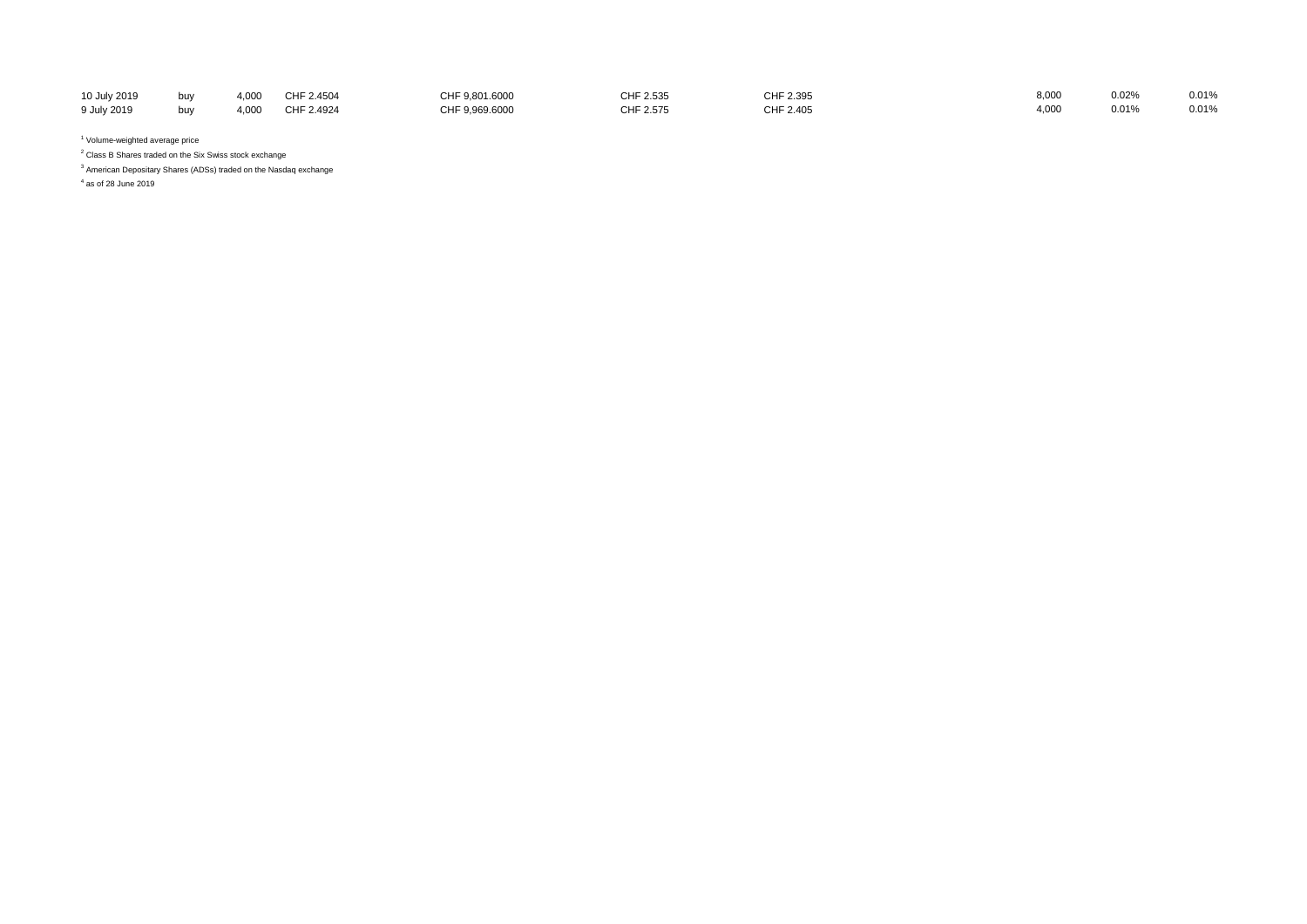| | | | | | | | | | | | |
|---|---|---|---|---|---|---|---|---|---|---|---|
| 10 July 2019 | buy | 4,000 | CHF 2.4504 | CHF 9,801.6000 | CHF 2.535 | CHF 2.395 | | 8,000 | 0.02% | 0.01% |
| 9 July 2019 | buy | 4,000 | CHF 2.4924 | CHF 9,969.6000 | CHF 2.575 | CHF 2.405 | | 4,000 | 0.01% | 0.01% |

[1] Volume-weighted average price

[2] Class B Shares traded on the Six Swiss stock exchange

[3] American Depositary Shares (ADSs) traded on the Nasdaq exchange

[4] as of 28 June 2019